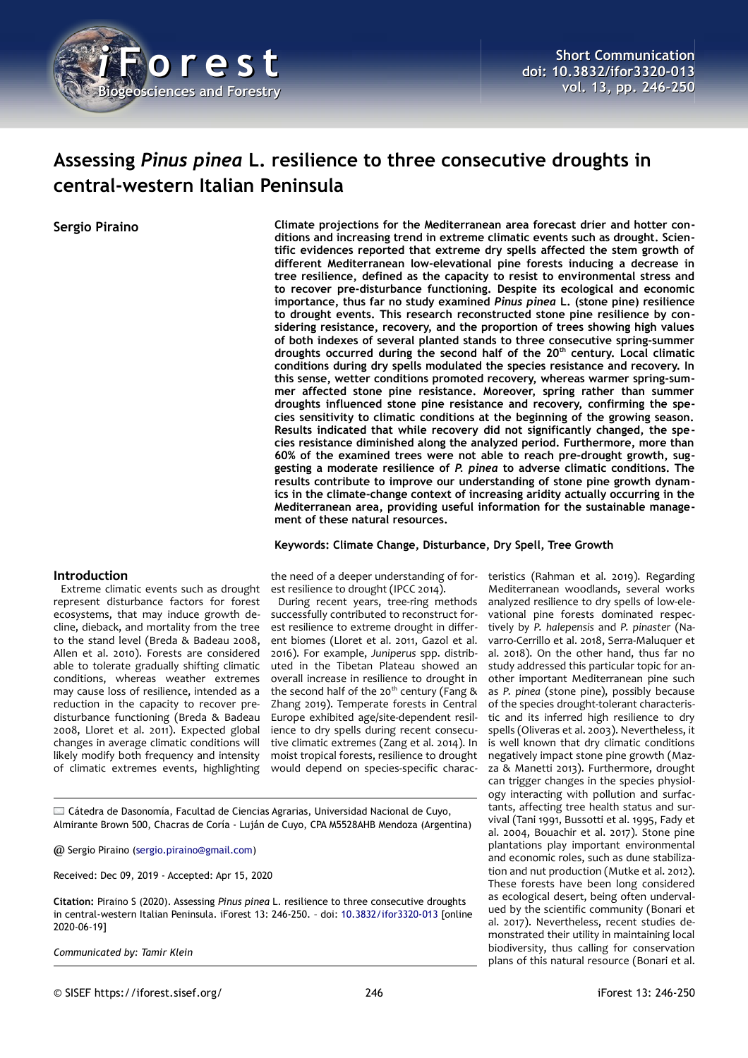# Assessing *Pinus pinea* L. resilience to three consecutive droughts in central-western Italian Peninsula

**Sergio Piraino**

**Climate projections for the Mediterranean area forecast drier and hotter conditions and increasing trend in extreme climatic events such as drought. Scientific evidences reported that extreme dry spells affected the stem growth of different Mediterranean low-elevational pine forests inducing a decrease in tree resilience, defined as the capacity to resist to environmental stress and to recover pre-disturbance functioning. Despite its ecological and economic importance, thus far no study examined *Pinus pinea* L. (stone pine) resilience to drought events. This research reconstructed stone pine resilience by considering resistance, recovery, and the proportion of trees showing high values of both indexes of several planted stands to three consecutive spring-summer droughts occurred during the second half of the 20th century. Local climatic conditions during dry spells modulated the species resistance and recovery. In this sense, wetter conditions promoted recovery, whereas warmer spring-summer affected stone pine resistance. Moreover, spring rather than summer droughts influenced stone pine resistance and recovery, confirming the species sensitivity to climatic conditions at the beginning of the growing season. Results indicated that while recovery did not significantly changed, the species resistance diminished along the analyzed period. Furthermore, more than 60% of the examined trees were not able to reach pre-drought growth, suggesting a moderate resilience of *P. pinea* to adverse climatic conditions. The results contribute to improve our understanding of stone pine growth dynamics in the climate-change context of increasing aridity actually occurring in the Mediterranean area, providing useful information for the sustainable management of these natural resources.**

**Keywords: Climate Change, Disturbance, Dry Spell, Tree Growth**

## Introduction

Extreme climatic events such as drought represent disturbance factors for forest ecosystems, that may induce growth decline, dieback, and mortality from the tree to the stand level (Breda & Badeau 2008, Allen et al. 2010). Forests are considered able to tolerate gradually shifting climatic conditions, whereas weather extremes may cause loss of resilience, intended as a reduction in the capacity to recover pre-disturbance functioning (Breda & Badeau 2008, Lloret et al. 2011). Expected global changes in average climatic conditions will likely modify both frequency and intensity of climatic extremes events, highlighting the need of a deeper understanding of forest resilience to drought (IPCC 2014).

During recent years, tree-ring methods successfully contributed to reconstruct forest resilience to extreme drought in different biomes (Lloret et al. 2011, Gazol et al. 2016). For example, *Juniperus* spp. distributed in the Tibetan Plateau showed an overall increase in resilience to drought in the second half of the 20th century (Fang & Zhang 2019). Temperate forests in Central Europe exhibited age/site-dependent resilience to dry spells during recent consecutive climatic extremes (Zang et al. 2014). In moist tropical forests, resilience to drought would depend on species-specific characteristics (Rahman et al. 2019). Regarding Mediterranean woodlands, several works analyzed resilience to dry spells of low-elevational pine forests dominated respectively by *P. halepensis* and *P. pinaster* (Navarro-Cerrillo et al. 2018, Serra-Maluquer et al. 2018). On the other hand, thus far no study addressed this particular topic for another important Mediterranean pine such as *P. pinea* (stone pine), possibly because of the species drought-tolerant characteristic and its inferred high resilience to dry spells (Oliveras et al. 2003). Nevertheless, it is well known that dry climatic conditions negatively impact stone pine growth (Mazza & Manetti 2013). Furthermore, drought can trigger changes in the species physiology interacting with pollution and surfactants, affecting tree health status and survival (Tani 1991, Bussotti et al. 1995, Fady et al. 2004, Bouachir et al. 2017). Stone pine plantations play important environmental and economic roles, such as dune stabilization and nut production (Mutke et al. 2012). These forests have been long considered as ecological desert, being often undervalued by the scientific community (Bonari et al. 2017). Nevertheless, recent studies demonstrated their utility in maintaining local biodiversity, thus calling for conservation plans of this natural resource (Bonari et al.

---

Cátedra de Dasonomía, Facultad de Ciencias Agrarias, Universidad Nacional de Cuyo, Almirante Brown 500, Chacras de Coría - Luján de Cuyo, CPA M5528AHB Mendoza (Argentina)

@ Sergio Piraino (sergio.piraino@gmail.com)

Received: Dec 09, 2019 - Accepted: Apr 15, 2020

**Citation:** Piraino S (2020). Assessing *Pinus pinea* L. resilience to three consecutive droughts in central-western Italian Peninsula. iForest 13: 246-250. – doi: 10.3832/ifor3320-013 [online 2020-06-19]

*Communicated by: Tamir Klein*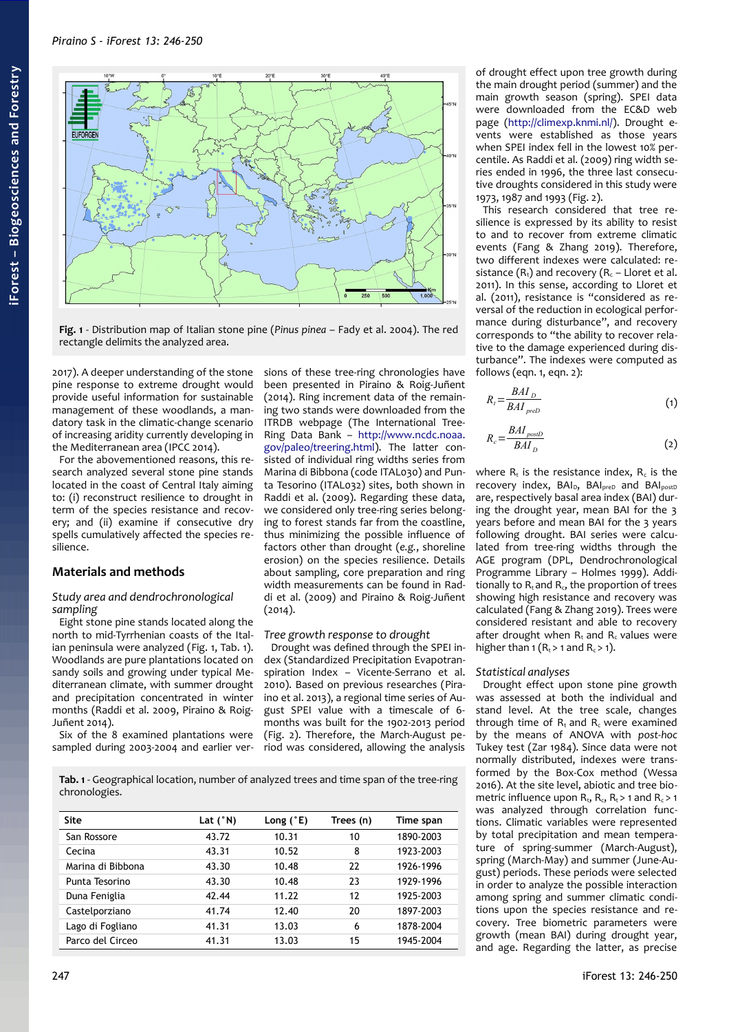Fig. 1 - Distribution map of Italian stone pine (*Pinus pinea* – Fady et al. 2004). The red rectangle delimits the analyzed area.

2017). A deeper understanding of the stone pine response to extreme drought would provide useful information for sustainable management of these woodlands, a mandatory task in the climatic-change scenario of increasing aridity currently developing in the Mediterranean area (IPCC 2014).

For the abovementioned reasons, this research analyzed several stone pine stands located in the coast of Central Italy aiming to: (i) reconstruct resilience to drought in term of the species resistance and recovery; and (ii) examine if consecutive dry spells cumulatively affected the species resilience.

## Materials and methods

### *Study area and dendrochronological sampling*

Eight stone pine stands located along the north to mid-Tyrrhenian coasts of the Italian peninsula were analyzed (Fig. 1, Tab. 1). Woodlands are pure plantations located on sandy soils and growing under typical Mediterranean climate, with summer drought and precipitation concentrated in winter months (Raddi et al. 2009, Piraino & Roig-Juñent 2014).

Six of the 8 examined plantations were sampled during 2003-2004 and earlier versions of these tree-ring chronologies have been presented in Piraino & Roig-Juñent (2014). Ring increment data of the remaining two stands were downloaded from the ITRDB webpage (The International Tree-Ring Data Bank – http://www.ncdc.noaa.gov/paleo/treering.html). The latter consisted of individual ring widths series from Marina di Bibbona (code ITAL030) and Punta Tesorino (ITAL032) sites, both shown in Raddi et al. (2009). Regarding these data, we considered only tree-ring series belonging to forest stands far from the coastline, thus minimizing the possible influence of factors other than drought (*e.g.*, shoreline erosion) on the species resilience. Details about sampling, core preparation and ring width measurements can be found in Raddi et al. (2009) and Piraino & Roig-Juñent (2014).

Tab. 1 - Geographical location, number of analyzed trees and time span of the tree-ring chronologies.

| Site | Lat (°N) | Long (°E) | Trees (n) | Time span |
|---|---|---|---|---|
| San Rossore | 43.72 | 10.31 | 10 | 1890-2003 |
| Cecina | 43.31 | 10.52 | 8 | 1923-2003 |
| Marina di Bibbona | 43.30 | 10.48 | 22 | 1926-1996 |
| Punta Tesorino | 43.30 | 10.48 | 23 | 1929-1996 |
| Duna Feniglia | 42.44 | 11.22 | 12 | 1925-2003 |
| Castelporziano | 41.74 | 12.40 | 20 | 1897-2003 |
| Lago di Fogliano | 41.31 | 13.03 | 6 | 1878-2004 |
| Parco del Circeo | 41.31 | 13.03 | 15 | 1945-2004 |

### *Tree growth response to drought*

Drought was defined through the SPEI index (Standardized Precipitation Evapotranspiration Index – Vicente-Serrano et al. 2010). Based on previous researches (Piraino et al. 2013), a regional time series of August SPEI value with a timescale of 6-months was built for the 1902-2013 period (Fig. 2). Therefore, the March-August period was considered, allowing the analysis of drought effect upon tree growth during the main drought period (summer) and the main growth season (spring). SPEI data were downloaded from the EC&D web page (http://climexp.knmi.nl/). Drought events were established as those years when SPEI index fell in the lowest 10% percentile. As Raddi et al. (2009) ring width series ended in 1996, the three last consecutive droughts considered in this study were 1973, 1987 and 1993 (Fig. 2).

This research considered that tree resilience is expressed by its ability to resist to and to recover from extreme climatic events (Fang & Zhang 2019). Therefore, two different indexes were calculated: resistance ($R_t$) and recovery ($R_c$ – Lloret et al. 2011). In this sense, according to Lloret et al. (2011), resistance is "considered as reversal of the reduction in ecological performance during disturbance", and recovery corresponds to "the ability to recover relative to the damage experienced during disturbance". The indexes were computed as follows (eqn. 1, eqn. 2):

$$R_t = \frac{BAI_D}{BAI_{preD}} \tag{1}$$

$$R_c = \frac{BAI_{postD}}{BAI_D} \tag{2}$$

where $R_t$ is the resistance index, $R_c$ is the recovery index, $BAI_D$, $BAI_{preD}$ and $BAI_{postD}$ are, respectively basal area index (BAI) during the drought year, mean BAI for the 3 years before and mean BAI for the 3 years following drought. BAI series were calculated from tree-ring widths through the AGE program (DPL, Dendrochronological Programme Library – Holmes 1999). Additionally to $R_t$ and $R_c$, the proportion of trees showing high resistance and recovery was calculated (Fang & Zhang 2019). Trees were considered resistant and able to recovery after drought when $R_t$ and $R_c$ values were higher than 1 ($R_t > 1$ and $R_c > 1$).

### *Statistical analyses*

Drought effect upon stone pine growth was assessed at both the individual and stand level. At the tree scale, changes through time of $R_t$ and $R_c$ were examined by the means of ANOVA with *post-hoc* Tukey test (Zar 1984). Since data were not normally distributed, indexes were transformed by the Box-Cox method (Wessa 2016). At the site level, abiotic and tree biometric influence upon $R_t$, $R_c$, $R_t > 1$ and $R_c > 1$ was analyzed through correlation functions. Climatic variables were represented by total precipitation and mean temperature of spring-summer (March-August), spring (March-May) and summer (June-August) periods. These periods were selected in order to analyze the possible interaction among spring and summer climatic conditions upon the species resistance and recovery. Tree biometric parameters were growth (mean BAI) during drought year, and age. Regarding the latter, as precise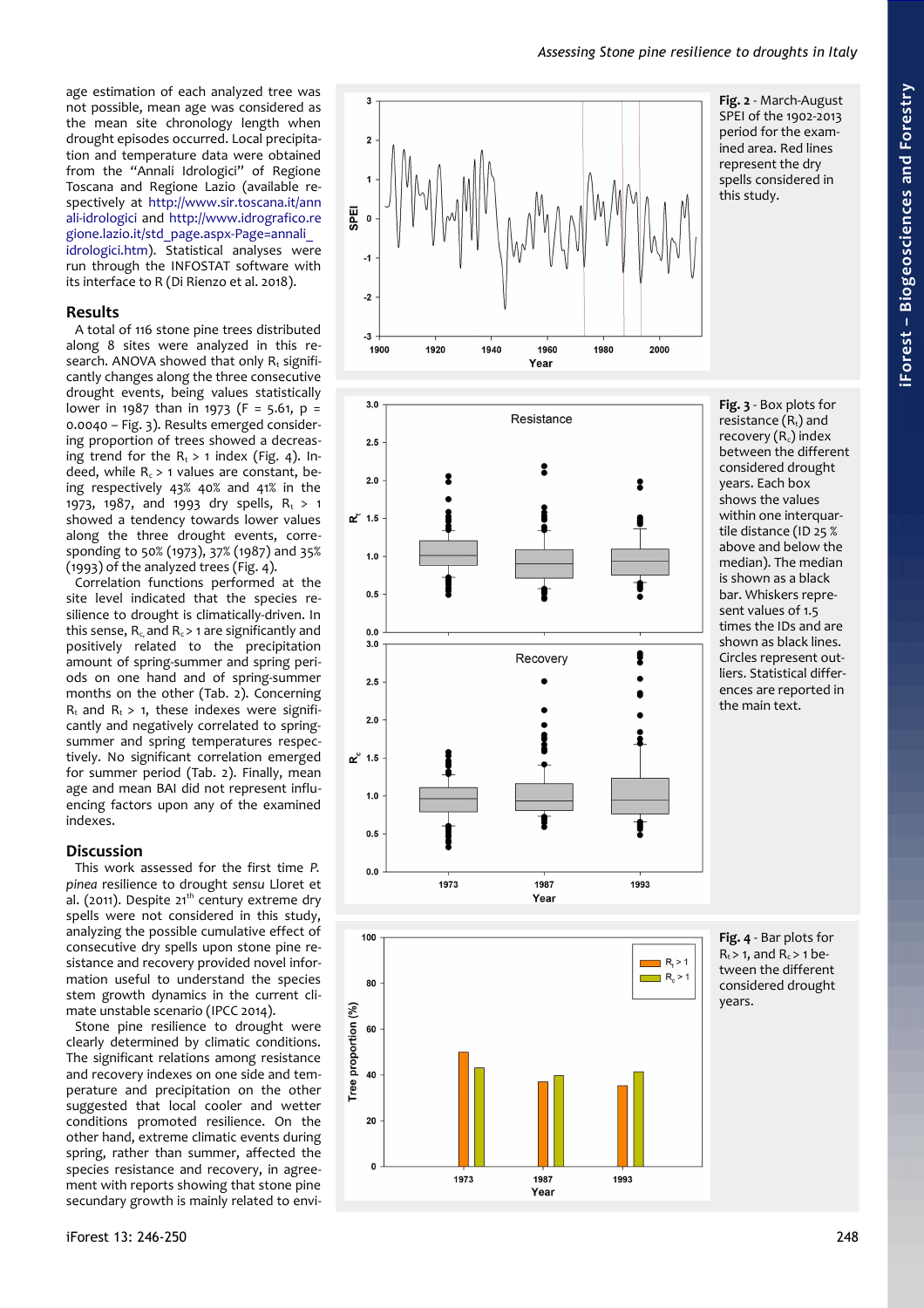age estimation of each analyzed tree was not possible, mean age was considered as the mean site chronology length when drought episodes occurred. Local precipitation and temperature data were obtained from the "Annali Idrologici" of Regione Toscana and Regione Lazio (available respectively at http://www.sir.toscana.it/annali-idrologici and http://www.idrografico.regione.lazio.it/std_page.aspx-Page=annali_idrologici.htm). Statistical analyses were run through the INFOSTAT software with its interface to R (Di Rienzo et al. 2018).

## Results

A total of 116 stone pine trees distributed along 8 sites were analyzed in this research. ANOVA showed that only $R_t$ significantly changes along the three consecutive drought events, being values statistically lower in 1987 than in 1973 ($F = 5.61$, $p = 0.0040$ – Fig. 3). Results emerged considering proportion of trees showed a decreasing trend for the $R_t > 1$ index (Fig. 4). Indeed, while $R_c > 1$ values are constant, being respectively 43% 40% and 41% in the 1973, 1987, and 1993 dry spells, $R_t > 1$ showed a tendency towards lower values along the three drought events, corresponding to 50% (1973), 37% (1987) and 35% (1993) of the analyzed trees (Fig. 4).

Correlation functions performed at the site level indicated that the species resilience to drought is climatically-driven. In this sense, $R_c$ and $R_c > 1$ are significantly and positively related to the precipitation amount of spring-summer and spring periods on one hand and of spring-summer months on the other (Tab. 2). Concerning $R_t$ and $R_t > 1$, these indexes were significantly and negatively correlated to spring-summer and spring temperatures respectively. No significant correlation emerged for summer period (Tab. 2). Finally, mean age and mean BAI did not represent influencing factors upon any of the examined indexes.

## Discussion

This work assessed for the first time *P. pinea* resilience to drought *sensu* Lloret et al. (2011). Despite 21[th] century extreme dry spells were not considered in this study, analyzing the possible cumulative effect of consecutive dry spells upon stone pine resistance and recovery provided novel information useful to understand the species stem growth dynamics in the current climate unstable scenario (IPCC 2014).

Stone pine resilience to drought were clearly determined by climatic conditions. The significant relations among resistance and recovery indexes on one side and temperature and precipitation on the other suggested that local cooler and wetter conditions promoted resilience. On the other hand, extreme climatic events during spring, rather than summer, affected the species resistance and recovery, in agreement with reports showing that stone pine secundary growth is mainly related to envi-

**Fig. 2** - March-August SPEI of the 1902-2013 period for the examined area. Red lines represent the dry spells considered in this study.

**Fig. 3** - Box plots for resistance ($R_t$) and recovery ($R_c$) index between the different considered drought years. Each box shows the values within one interquartile distance (ID 25 % above and below the median). The median is shown as a black bar. Whiskers represent values of 1.5 times the IDs and are shown as black lines. Circles represent outliers. Statistical differences are reported in the main text.

**Fig. 4** - Bar plots for $R_t > 1$, and $R_c > 1$ between the different considered drought years.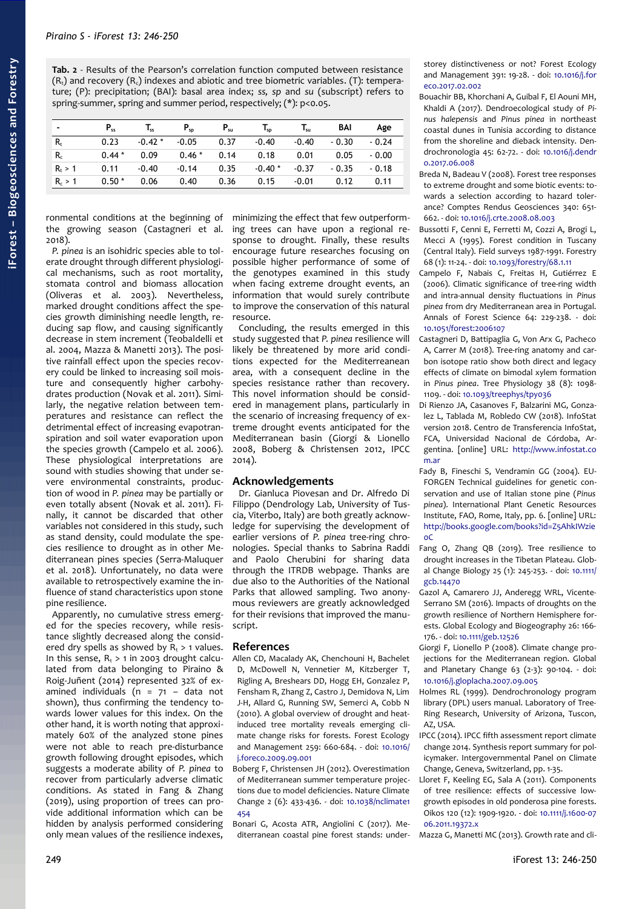**Tab. 2** - Results of the Pearson's correlation function computed between resistance ($R_t$) and recovery ($R_c$) indexes and abiotic and tree biometric variables. (T): temperature; (P): precipitation; (BAI): basal area index; *ss, sp* and *su* (subscript) refers to spring-summer, spring and summer period, respectively; (*): p<0.05.

| - | $P_{ss}$ | $T_{ss}$ | $P_{sp}$ | $P_{su}$ | $T_{sp}$ | $T_{su}$ | BAI | Age |
|---|---|---|---|---|---|---|---|---|
| $R_t$ | 0.23 | -0.42 * | -0.05 | 0.37 | -0.40 | -0.40 | - 0.30 | - 0.24 |
| $R_c$ | 0.44 * | 0.09 | 0.46 * | 0.14 | 0.18 | 0.01 | 0.05 | - 0.00 |
| $R_t$ > 1 | 0.11 | -0.40 | -0.14 | 0.35 | -0.40 * | -0.37 | - 0.35 | - 0.18 |
| $R_c$ > 1 | 0.50 * | 0.06 | 0.40 | 0.36 | 0.15 | -0.01 | 0.12 | 0.11 |

ronmental conditions at the beginning of the growing season (Castagneri et al. 2018).

*P. pinea* is an isohidric species able to tolerate drought through different physiological mechanisms, such as root mortality, stomata control and biomass allocation (Oliveras et al. 2003). Nevertheless, marked drought conditions affect the species growth diminishing needle length, reducing sap flow, and causing significantly decrease in stem increment (Teobaldelli et al. 2004, Mazza & Manetti 2013). The positive rainfall effect upon the species recovery could be linked to increasing soil moisture and consequently higher carbohydrates production (Novak et al. 2011). Similarly, the negative relation between temperatures and resistance can reflect the detrimental effect of increasing evapotranspiration and soil water evaporation upon the species growth (Campelo et al. 2006). These physiological interpretations are sound with studies showing that under severe environmental constraints, production of wood in *P. pinea* may be partially or even totally absent (Novak et al. 2011). Finally, it cannot be discarded that other variables not considered in this study, such as stand density, could modulate the species resilience to drought as in other Mediterranean pines species (Serra-Maluquer et al. 2018). Unfortunately, no data were available to retrospectively examine the influence of stand characteristics upon stone pine resilience.

Apparently, no cumulative stress emerged for the species recovery, while resistance slightly decreased along the considered dry spells as showed by $R_t$ > 1 values. In this sense, $R_t$ > 1 in 2003 drought calculated from data belonging to Piraino & Roig-Juñent (2014) represented 32% of examined individuals (n = 71 – data not shown), thus confirming the tendency towards lower values for this index. On the other hand, it is worth noting that approximately 60% of the analyzed stone pines were not able to reach pre-disturbance growth following drought episodes, which suggests a moderate ability of *P. pinea* to recover from particularly adverse climatic conditions. As stated in Fang & Zhang (2019), using proportion of trees can provide additional information which can be hidden by analysis performed considering only mean values of the resilience indexes, minimizing the effect that few outperforming trees can have upon a regional response to drought. Finally, these results encourage future researches focusing on possible higher performance of some of the genotypes examined in this study when facing extreme drought events, an information that would surely contribute to improve the conservation of this natural resource.

Concluding, the results emerged in this study suggested that *P. pinea* resilience will likely be threatened by more arid conditions expected for the Mediterreanean area, with a consequent decline in the species resistance rather than recovery. This novel information should be considered in management plans, particularly in the scenario of increasing frequency of extreme drought events anticipated for the Mediterranean basin (Giorgi & Lionello 2008, Boberg & Christensen 2012, IPCC 2014).

## Acknowledgements

Dr. Gianluca Piovesan and Dr. Alfredo Di Filippo (Dendrology Lab, University of Tuscia, Viterbo, Italy) are both greatly acknowledge for supervising the development of earlier versions of *P. pinea* tree-ring chronologies. Special thanks to Sabrina Raddi and Paolo Cherubini for sharing data through the ITRDB webpage. Thanks are due also to the Authorities of the National Parks that allowed sampling. Two anonymous reviewers are greatly acknowledged for their revisions that improved the manuscript.

## References

Allen CD, Macalady AK, Chenchouni H, Bachelet D, McDowell N, Vennetier M, Kitzberger T, Rigling A, Breshears DD, Hogg EH, Gonzalez P, Fensham R, Zhang Z, Castro J, Demidova N, Lim J-H, Allard G, Running SW, Semerci A, Cobb N (2010). A global overview of drought and heat-induced tree mortality reveals emerging climate change risks for forests. Forest Ecology and Management 259: 660-684. - doi: 10.1016/j.foreco.2009.09.001

Boberg F, Christensen JH (2012). Overestimation of Mediterranean summer temperature projections due to model deficiencies. Nature Climate Change 2 (6): 433-436. - doi: 10.1038/nclimate1454

Bonari G, Acosta ATR, Angiolini C (2017). Mediterranean coastal pine forest stands: understorey distinctiveness or not? Forest Ecology and Management 391: 19-28. - doi: 10.1016/j.foreco.2017.02.002

Bouachir BB, Khorchani A, Guibal F, El Aouni MH, Khaldi A (2017). Dendroecological study of *Pinus halepensis* and *Pinus pinea* in northeast coastal dunes in Tunisia according to distance from the shoreline and dieback intensity. Dendrochronologia 45: 62-72. - doi: 10.1016/j.dendro.2017.06.008

Breda N, Badeau V (2008). Forest tree responses to extreme drought and some biotic events: towards a selection according to hazard tolerance? Comptes Rendus Geosciences 340: 651-662. - doi: 10.1016/j.crte.2008.08.003

Bussotti F, Cenni E, Ferretti M, Cozzi A, Brogi L, Mecci A (1995). Forest condition in Tuscany (Central Italy). Field surveys 1987-1991. Forestry 68 (1): 11-24. - doi: 10.1093/forestry/68.1.11

Campelo F, Nabais C, Freitas H, Gutiérrez E (2006). Climatic significance of tree-ring width and intra-annual density fluctuations in *Pinus pinea* from dry Mediterranean area in Portugal. Annals of Forest Science 64: 229-238. - doi: 10.1051/forest:2006107

Castagneri D, Battipaglia G, Von Arx G, Pacheco A, Carrer M (2018). Tree-ring anatomy and carbon isotope ratio show both direct and legacy effects of climate on bimodal xylem formation in *Pinus pinea*. Tree Physiology 38 (8): 1098-1109. - doi: 10.1093/treephys/tpy036

Di Rienzo JA, Casanoves F, Balzarini MG, Gonzalez L, Tablada M, Robledo CW (2018). InfoStat version 2018. Centro de Transferencia InfoStat, FCA, Universidad Nacional de Córdoba, Argentina. [online] URL: http://www.infostat.com.ar

Fady B, Fineschi S, Vendramin GG (2004). EU-FORGEN Technical guidelines for genetic conservation and use of Italian stone pine (*Pinus pinea*). International Plant Genetic Resources Institute, FAO, Rome, Italy, pp. 6. [online] URL: http://books.google.com/books?id=Z5AhkIWzie0C

Fang O, Zhang QB (2019). Tree resilience to drought increases in the Tibetan Plateau. Global Change Biology 25 (1): 245-253. - doi: 10.1111/gcb.14470

Gazol A, Camarero JJ, Anderegg WRL, Vicente-Serrano SM (2016). Impacts of droughts on the growth resilience of Northern Hemisphere forests. Global Ecology and Biogeography 26: 166-176. - doi: 10.1111/geb.12526

Giorgi F, Lionello P (2008). Climate change projections for the Mediterranean region. Global and Planetary Change 63 (2-3): 90-104. - doi: 10.1016/j.gloplacha.2007.09.005

Holmes RL (1999). Dendrochronology program library (DPL) users manual. Laboratory of Tree-Ring Research, University of Arizona, Tuscon, AZ, USA.

IPCC (2014). IPCC fifth assessment report climate change 2014. Synthesis report summary for policymaker. Intergovernmental Panel on Climate Change, Geneva, Switzerland, pp. 1-35.

Lloret F, Keeling EG, Sala A (2011). Components of tree resilience: effects of successive low-growth episodes in old ponderosa pine forests. Oikos 120 (12): 1909-1920. - doi: 10.1111/j.1600-0706.2011.19372.x

Mazza G, Manetti MC (2013). Growth rate and cli-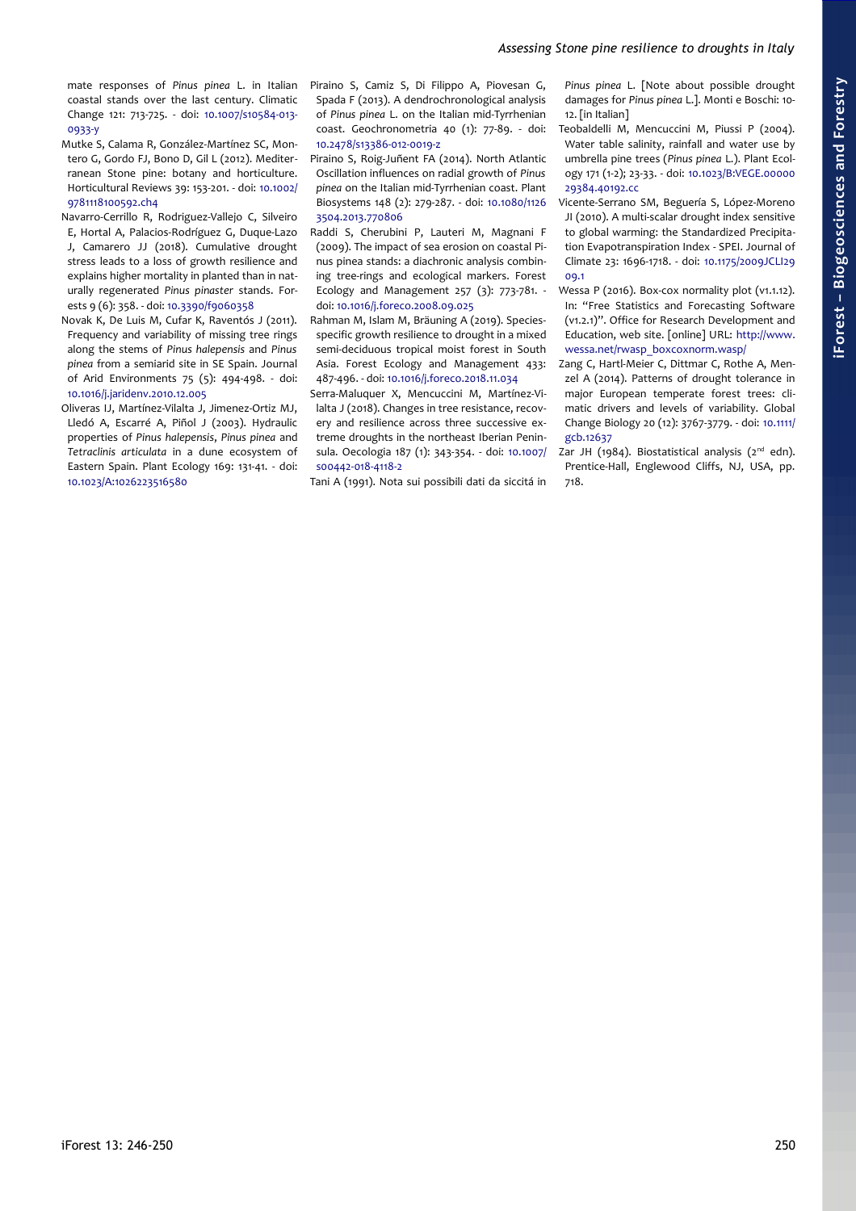mate responses of *Pinus pinea* L. in Italian coastal stands over the last century. Climatic Change 121: 713-725. - doi: 10.1007/s10584-013-0933-y

Mutke S, Calama R, González-Martínez SC, Montero G, Gordo FJ, Bono D, Gil L (2012). Mediterranean Stone pine: botany and horticulture. Horticultural Reviews 39: 153-201. - doi: 10.1002/9781118100592.ch4

Navarro-Cerrillo R, Rodriguez-Vallejo C, Silveiro E, Hortal A, Palacios-Rodríguez G, Duque-Lazo J, Camarero JJ (2018). Cumulative drought stress leads to a loss of growth resilience and explains higher mortality in planted than in naturally regenerated *Pinus pinaster* stands. Forests 9 (6): 358. - doi: 10.3390/f9060358

Novak K, De Luis M, Cufar K, Raventós J (2011). Frequency and variability of missing tree rings along the stems of *Pinus halepensis* and *Pinus pinea* from a semiarid site in SE Spain. Journal of Arid Environments 75 (5): 494-498. - doi: 10.1016/j.jaridenv.2010.12.005

Oliveras IJ, Martínez-Vilalta J, Jimenez-Ortiz MJ, Lledó A, Escarré A, Piñol J (2003). Hydraulic properties of *Pinus halepensis*, *Pinus pinea* and *Tetraclinis articulata* in a dune ecosystem of Eastern Spain. Plant Ecology 169: 131-41. - doi: 10.1023/A:1026223516580

Piraino S, Camiz S, Di Filippo A, Piovesan G, Spada F (2013). A dendrochronological analysis of *Pinus pinea* L. on the Italian mid-Tyrrhenian coast. Geochronometria 40 (1): 77-89. - doi: 10.2478/s13386-012-0019-z

Piraino S, Roig-Juñent FA (2014). North Atlantic Oscillation influences on radial growth of *Pinus pinea* on the Italian mid-Tyrrhenian coast. Plant Biosystems 148 (2): 279-287. - doi: 10.1080/11263504.2013.770806

Raddi S, Cherubini P, Lauteri M, Magnani F (2009). The impact of sea erosion on coastal *Pinus pinea* stands: a diachronic analysis combining tree-rings and ecological markers. Forest Ecology and Management 257 (3): 773-781. - doi: 10.1016/j.foreco.2008.09.025

Rahman M, Islam M, Bräuning A (2019). Species-specific growth resilience to drought in a mixed semi-deciduous tropical moist forest in South Asia. Forest Ecology and Management 433: 487-496. - doi: 10.1016/j.foreco.2018.11.034

Serra-Maluquer X, Mencuccini M, Martínez-Vilalta J (2018). Changes in tree resistance, recovery and resilience across three successive extreme droughts in the northeast Iberian Peninsula. Oecologia 187 (1): 343-354. - doi: 10.1007/s00442-018-4118-2

Tani A (1991). Nota sui possibili dati da siccitá in *Pinus pinea* L. [Note about possible drought damages for *Pinus pinea* L.]. Monti e Boschi: 10-12. [in Italian]

Teobaldelli M, Mencuccini M, Piussi P (2004). Water table salinity, rainfall and water use by umbrella pine trees (*Pinus pinea* L.). Plant Ecology 171 (1-2); 23-33. - doi: 10.1023/B:VEGE.0000029384.40192.cc

Vicente-Serrano SM, Beguería S, López-Moreno JI (2010). A multi-scalar drought index sensitive to global warming: the Standardized Precipitation Evapotranspiration Index - SPEI. Journal of Climate 23: 1696-1718. - doi: 10.1175/2009JCLI2909.1

Wessa P (2016). Box-cox normality plot (v1.1.12). In: "Free Statistics and Forecasting Software (v1.2.1)". Office for Research Development and Education, web site. [online] URL: http://www.wessa.net/rwasp_boxcoxnorm.wasp/

Zang C, Hartl-Meier C, Dittmar C, Rothe A, Menzel A (2014). Patterns of drought tolerance in major European temperate forest trees: climatic drivers and levels of variability. Global Change Biology 20 (12): 3767-3779. - doi: 10.1111/gcb.12637

Zar JH (1984). Biostatistical analysis (2nd edn). Prentice-Hall, Englewood Cliffs, NJ, USA, pp. 718.